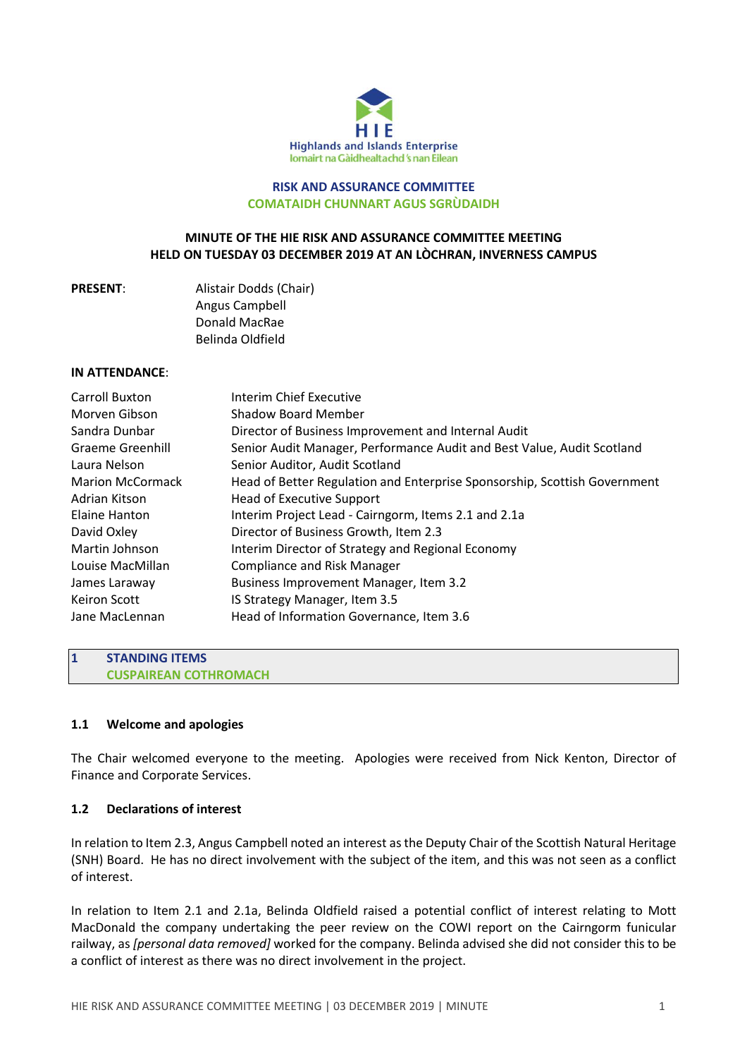Highlands and Islands Enterprise
Iomairt na Gàidhealtachd 's nan Eilean

## RISK AND ASSURANCE COMMITTEE
## COMATAIDH CHUNNART AGUS SGRÙDAIDH

### MINUTE OF THE HIE RISK AND ASSURANCE COMMITTEE MEETING HELD ON TUESDAY 03 DECEMBER 2019 AT AN LÒCHRAN, INVERNESS CAMPUS

**PRESENT**:

Alistair Dodds (Chair)
Angus Campbell
Donald MacRae
Belinda Oldfield

**IN ATTENDANCE**:

| | |
|---|---|
| Carroll Buxton | Interim Chief Executive |
| Morven Gibson | Shadow Board Member |
| Sandra Dunbar | Director of Business Improvement and Internal Audit |
| Graeme Greenhill | Senior Audit Manager, Performance Audit and Best Value, Audit Scotland |
| Laura Nelson | Senior Auditor, Audit Scotland |
| Marion McCormack | Head of Better Regulation and Enterprise Sponsorship, Scottish Government |
| Adrian Kitson | Head of Executive Support |
| Elaine Hanton | Interim Project Lead - Cairngorm, Items 2.1 and 2.1a |
| David Oxley | Director of Business Growth, Item 2.3 |
| Martin Johnson | Interim Director of Strategy and Regional Economy |
| Louise MacMillan | Compliance and Risk Manager |
| James Laraway | Business Improvement Manager, Item 3.2 |
| Keiron Scott | IS Strategy Manager, Item 3.5 |
| Jane MacLennan | Head of Information Governance, Item 3.6 |

## 1 STANDING ITEMS
## CUSPAIREAN COTHROMACH

### 1.1 Welcome and apologies

The Chair welcomed everyone to the meeting. Apologies were received from Nick Kenton, Director of Finance and Corporate Services.

### 1.2 Declarations of interest

In relation to Item 2.3, Angus Campbell noted an interest as the Deputy Chair of the Scottish Natural Heritage (SNH) Board. He has no direct involvement with the subject of the item, and this was not seen as a conflict of interest.

In relation to Item 2.1 and 2.1a, Belinda Oldfield raised a potential conflict of interest relating to Mott MacDonald the company undertaking the peer review on the COWI report on the Cairngorm funicular railway, as *[personal data removed]* worked for the company. Belinda advised she did not consider this to be a conflict of interest as there was no direct involvement in the project.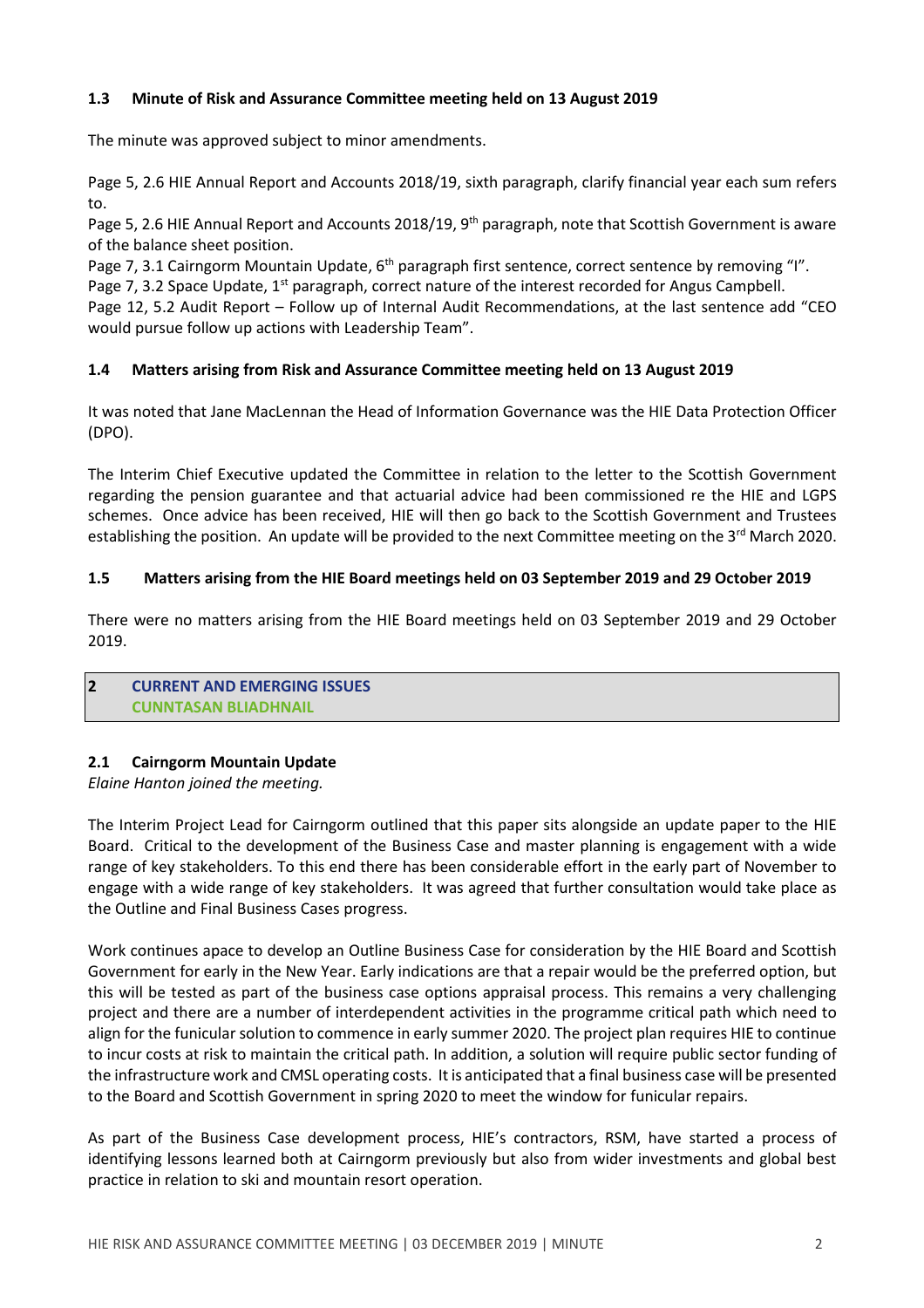### 1.3 Minute of Risk and Assurance Committee meeting held on 13 August 2019

The minute was approved subject to minor amendments.

Page 5, 2.6 HIE Annual Report and Accounts 2018/19, sixth paragraph, clarify financial year each sum refers to.
Page 5, 2.6 HIE Annual Report and Accounts 2018/19, 9th paragraph, note that Scottish Government is aware of the balance sheet position.
Page 7, 3.1 Cairngorm Mountain Update, 6th paragraph first sentence, correct sentence by removing "I".
Page 7, 3.2 Space Update, 1st paragraph, correct nature of the interest recorded for Angus Campbell.
Page 12, 5.2 Audit Report – Follow up of Internal Audit Recommendations, at the last sentence add "CEO would pursue follow up actions with Leadership Team".

### 1.4 Matters arising from Risk and Assurance Committee meeting held on 13 August 2019

It was noted that Jane MacLennan the Head of Information Governance was the HIE Data Protection Officer (DPO).

The Interim Chief Executive updated the Committee in relation to the letter to the Scottish Government regarding the pension guarantee and that actuarial advice had been commissioned re the HIE and LGPS schemes. Once advice has been received, HIE will then go back to the Scottish Government and Trustees establishing the position. An update will be provided to the next Committee meeting on the 3rd March 2020.

### 1.5 Matters arising from the HIE Board meetings held on 03 September 2019 and 29 October 2019

There were no matters arising from the HIE Board meetings held on 03 September 2019 and 29 October 2019.

## 2 CURRENT AND EMERGING ISSUES
## CUNNTASAN BLIADHNAIL

### 2.1 Cairngorm Mountain Update

*Elaine Hanton joined the meeting.*

The Interim Project Lead for Cairngorm outlined that this paper sits alongside an update paper to the HIE Board. Critical to the development of the Business Case and master planning is engagement with a wide range of key stakeholders. To this end there has been considerable effort in the early part of November to engage with a wide range of key stakeholders. It was agreed that further consultation would take place as the Outline and Final Business Cases progress.

Work continues apace to develop an Outline Business Case for consideration by the HIE Board and Scottish Government for early in the New Year. Early indications are that a repair would be the preferred option, but this will be tested as part of the business case options appraisal process. This remains a very challenging project and there are a number of interdependent activities in the programme critical path which need to align for the funicular solution to commence in early summer 2020. The project plan requires HIE to continue to incur costs at risk to maintain the critical path. In addition, a solution will require public sector funding of the infrastructure work and CMSL operating costs. It is anticipated that a final business case will be presented to the Board and Scottish Government in spring 2020 to meet the window for funicular repairs.

As part of the Business Case development process, HIE's contractors, RSM, have started a process of identifying lessons learned both at Cairngorm previously but also from wider investments and global best practice in relation to ski and mountain resort operation.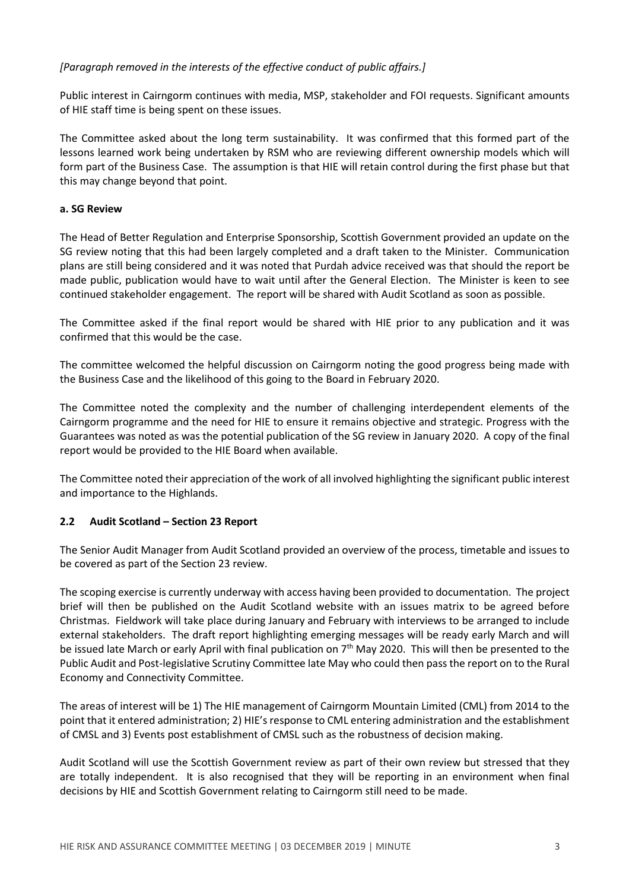*[Paragraph removed in the interests of the effective conduct of public affairs.]*

Public interest in Cairngorm continues with media, MSP, stakeholder and FOI requests. Significant amounts of HIE staff time is being spent on these issues.

The Committee asked about the long term sustainability. It was confirmed that this formed part of the lessons learned work being undertaken by RSM who are reviewing different ownership models which will form part of the Business Case. The assumption is that HIE will retain control during the first phase but that this may change beyond that point.

**a. SG Review**

The Head of Better Regulation and Enterprise Sponsorship, Scottish Government provided an update on the SG review noting that this had been largely completed and a draft taken to the Minister. Communication plans are still being considered and it was noted that Purdah advice received was that should the report be made public, publication would have to wait until after the General Election. The Minister is keen to see continued stakeholder engagement. The report will be shared with Audit Scotland as soon as possible.

The Committee asked if the final report would be shared with HIE prior to any publication and it was confirmed that this would be the case.

The committee welcomed the helpful discussion on Cairngorm noting the good progress being made with the Business Case and the likelihood of this going to the Board in February 2020.

The Committee noted the complexity and the number of challenging interdependent elements of the Cairngorm programme and the need for HIE to ensure it remains objective and strategic. Progress with the Guarantees was noted as was the potential publication of the SG review in January 2020. A copy of the final report would be provided to the HIE Board when available.

The Committee noted their appreciation of the work of all involved highlighting the significant public interest and importance to the Highlands.

### 2.2 Audit Scotland – Section 23 Report

The Senior Audit Manager from Audit Scotland provided an overview of the process, timetable and issues to be covered as part of the Section 23 review.

The scoping exercise is currently underway with access having been provided to documentation. The project brief will then be published on the Audit Scotland website with an issues matrix to be agreed before Christmas. Fieldwork will take place during January and February with interviews to be arranged to include external stakeholders. The draft report highlighting emerging messages will be ready early March and will be issued late March or early April with final publication on 7th May 2020. This will then be presented to the Public Audit and Post-legislative Scrutiny Committee late May who could then pass the report on to the Rural Economy and Connectivity Committee.

The areas of interest will be 1) The HIE management of Cairngorm Mountain Limited (CML) from 2014 to the point that it entered administration; 2) HIE's response to CML entering administration and the establishment of CMSL and 3) Events post establishment of CMSL such as the robustness of decision making.

Audit Scotland will use the Scottish Government review as part of their own review but stressed that they are totally independent. It is also recognised that they will be reporting in an environment when final decisions by HIE and Scottish Government relating to Cairngorm still need to be made.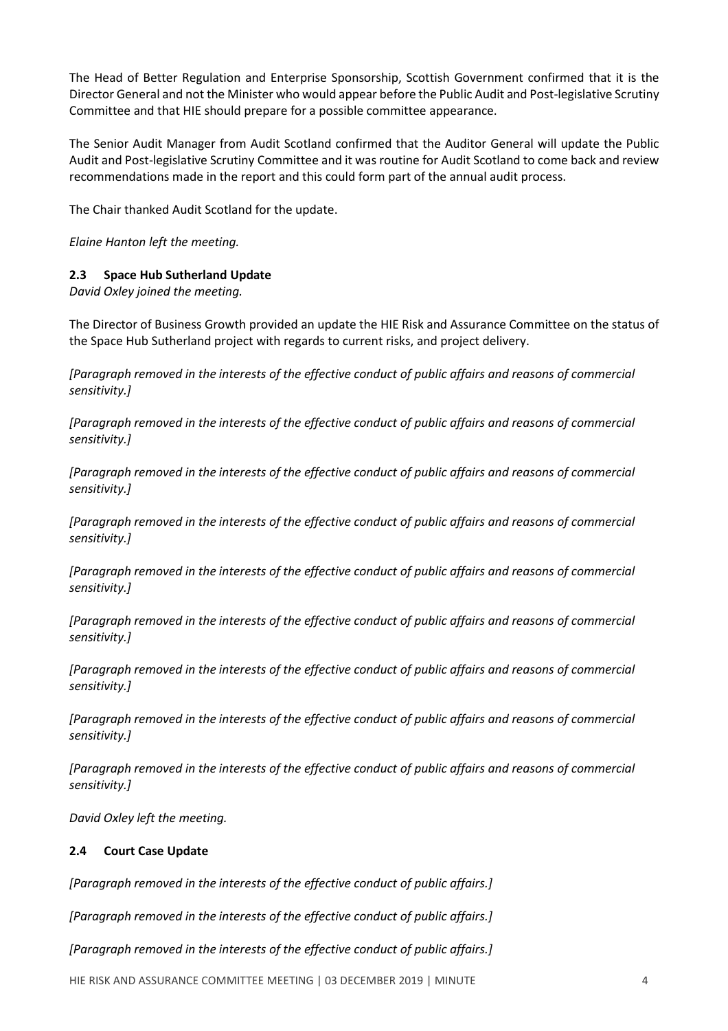The Head of Better Regulation and Enterprise Sponsorship, Scottish Government confirmed that it is the Director General and not the Minister who would appear before the Public Audit and Post-legislative Scrutiny Committee and that HIE should prepare for a possible committee appearance.

The Senior Audit Manager from Audit Scotland confirmed that the Auditor General will update the Public Audit and Post-legislative Scrutiny Committee and it was routine for Audit Scotland to come back and review recommendations made in the report and this could form part of the annual audit process.

The Chair thanked Audit Scotland for the update.

*Elaine Hanton left the meeting.*

### 2.3 Space Hub Sutherland Update

*David Oxley joined the meeting.*

The Director of Business Growth provided an update the HIE Risk and Assurance Committee on the status of the Space Hub Sutherland project with regards to current risks, and project delivery.

*[Paragraph removed in the interests of the effective conduct of public affairs and reasons of commercial sensitivity.]*

*[Paragraph removed in the interests of the effective conduct of public affairs and reasons of commercial sensitivity.]*

*[Paragraph removed in the interests of the effective conduct of public affairs and reasons of commercial sensitivity.]*

*[Paragraph removed in the interests of the effective conduct of public affairs and reasons of commercial sensitivity.]*

*[Paragraph removed in the interests of the effective conduct of public affairs and reasons of commercial sensitivity.]*

*[Paragraph removed in the interests of the effective conduct of public affairs and reasons of commercial sensitivity.]*

*[Paragraph removed in the interests of the effective conduct of public affairs and reasons of commercial sensitivity.]*

*[Paragraph removed in the interests of the effective conduct of public affairs and reasons of commercial sensitivity.]*

*[Paragraph removed in the interests of the effective conduct of public affairs and reasons of commercial sensitivity.]*

*David Oxley left the meeting.*

### 2.4 Court Case Update

*[Paragraph removed in the interests of the effective conduct of public affairs.]*

*[Paragraph removed in the interests of the effective conduct of public affairs.]*

*[Paragraph removed in the interests of the effective conduct of public affairs.]*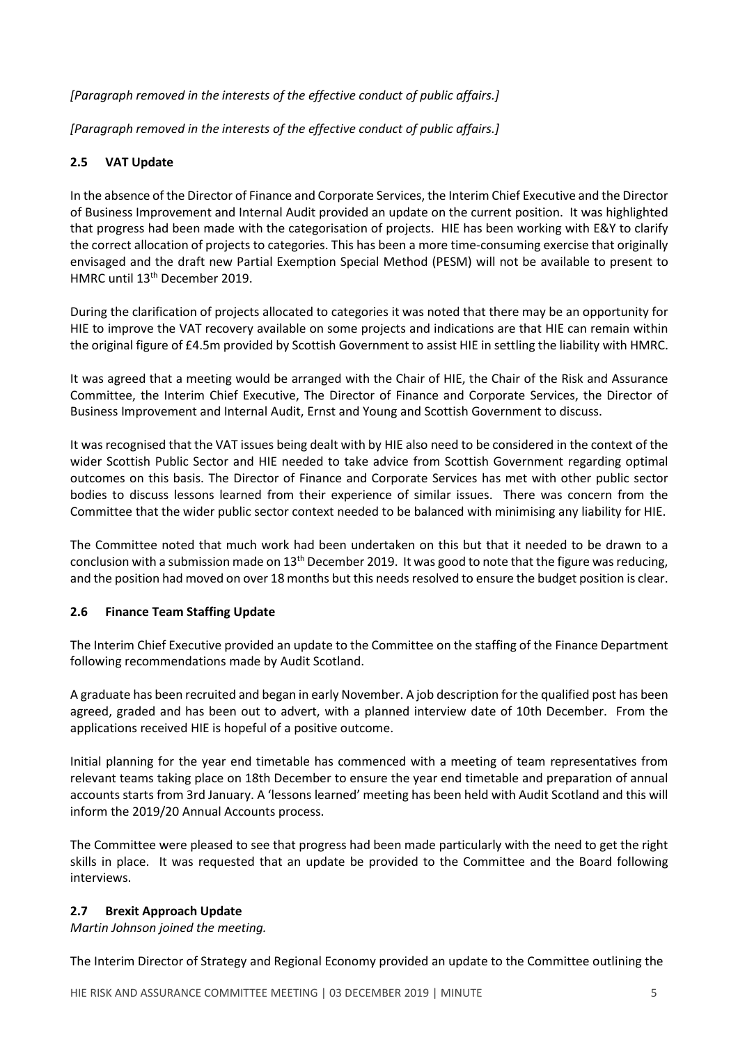*[Paragraph removed in the interests of the effective conduct of public affairs.]*

*[Paragraph removed in the interests of the effective conduct of public affairs.]*

### 2.5 VAT Update

In the absence of the Director of Finance and Corporate Services, the Interim Chief Executive and the Director of Business Improvement and Internal Audit provided an update on the current position. It was highlighted that progress had been made with the categorisation of projects. HIE has been working with E&Y to clarify the correct allocation of projects to categories. This has been a more time-consuming exercise that originally envisaged and the draft new Partial Exemption Special Method (PESM) will not be available to present to HMRC until 13th December 2019.

During the clarification of projects allocated to categories it was noted that there may be an opportunity for HIE to improve the VAT recovery available on some projects and indications are that HIE can remain within the original figure of £4.5m provided by Scottish Government to assist HIE in settling the liability with HMRC.

It was agreed that a meeting would be arranged with the Chair of HIE, the Chair of the Risk and Assurance Committee, the Interim Chief Executive, The Director of Finance and Corporate Services, the Director of Business Improvement and Internal Audit, Ernst and Young and Scottish Government to discuss.

It was recognised that the VAT issues being dealt with by HIE also need to be considered in the context of the wider Scottish Public Sector and HIE needed to take advice from Scottish Government regarding optimal outcomes on this basis. The Director of Finance and Corporate Services has met with other public sector bodies to discuss lessons learned from their experience of similar issues. There was concern from the Committee that the wider public sector context needed to be balanced with minimising any liability for HIE.

The Committee noted that much work had been undertaken on this but that it needed to be drawn to a conclusion with a submission made on 13th December 2019. It was good to note that the figure was reducing, and the position had moved on over 18 months but this needs resolved to ensure the budget position is clear.

### 2.6 Finance Team Staffing Update

The Interim Chief Executive provided an update to the Committee on the staffing of the Finance Department following recommendations made by Audit Scotland.

A graduate has been recruited and began in early November. A job description for the qualified post has been agreed, graded and has been out to advert, with a planned interview date of 10th December. From the applications received HIE is hopeful of a positive outcome.

Initial planning for the year end timetable has commenced with a meeting of team representatives from relevant teams taking place on 18th December to ensure the year end timetable and preparation of annual accounts starts from 3rd January. A 'lessons learned' meeting has been held with Audit Scotland and this will inform the 2019/20 Annual Accounts process.

The Committee were pleased to see that progress had been made particularly with the need to get the right skills in place. It was requested that an update be provided to the Committee and the Board following interviews.

### 2.7 Brexit Approach Update

*Martin Johnson joined the meeting.*

The Interim Director of Strategy and Regional Economy provided an update to the Committee outlining the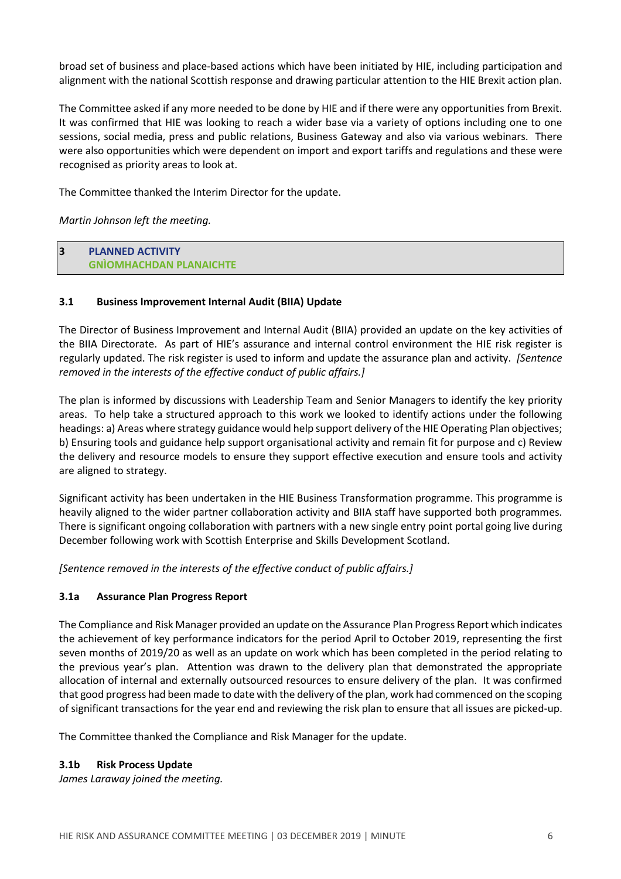broad set of business and place-based actions which have been initiated by HIE, including participation and alignment with the national Scottish response and drawing particular attention to the HIE Brexit action plan.

The Committee asked if any more needed to be done by HIE and if there were any opportunities from Brexit. It was confirmed that HIE was looking to reach a wider base via a variety of options including one to one sessions, social media, press and public relations, Business Gateway and also via various webinars. There were also opportunities which were dependent on import and export tariffs and regulations and these were recognised as priority areas to look at.

The Committee thanked the Interim Director for the update.

*Martin Johnson left the meeting.*

## 3 PLANNED ACTIVITY
## GNÌOMHACHDAN PLANAICHTE

### 3.1 Business Improvement Internal Audit (BIIA) Update

The Director of Business Improvement and Internal Audit (BIIA) provided an update on the key activities of the BIIA Directorate. As part of HIE's assurance and internal control environment the HIE risk register is regularly updated. The risk register is used to inform and update the assurance plan and activity. *[Sentence removed in the interests of the effective conduct of public affairs.]*

The plan is informed by discussions with Leadership Team and Senior Managers to identify the key priority areas. To help take a structured approach to this work we looked to identify actions under the following headings: a) Areas where strategy guidance would help support delivery of the HIE Operating Plan objectives; b) Ensuring tools and guidance help support organisational activity and remain fit for purpose and c) Review the delivery and resource models to ensure they support effective execution and ensure tools and activity are aligned to strategy.

Significant activity has been undertaken in the HIE Business Transformation programme. This programme is heavily aligned to the wider partner collaboration activity and BIIA staff have supported both programmes. There is significant ongoing collaboration with partners with a new single entry point portal going live during December following work with Scottish Enterprise and Skills Development Scotland.

*[Sentence removed in the interests of the effective conduct of public affairs.]*

### 3.1a Assurance Plan Progress Report

The Compliance and Risk Manager provided an update on the Assurance Plan Progress Report which indicates the achievement of key performance indicators for the period April to October 2019, representing the first seven months of 2019/20 as well as an update on work which has been completed in the period relating to the previous year's plan. Attention was drawn to the delivery plan that demonstrated the appropriate allocation of internal and externally outsourced resources to ensure delivery of the plan. It was confirmed that good progress had been made to date with the delivery of the plan, work had commenced on the scoping of significant transactions for the year end and reviewing the risk plan to ensure that all issues are picked-up.

The Committee thanked the Compliance and Risk Manager for the update.

### 3.1b Risk Process Update

*James Laraway joined the meeting.*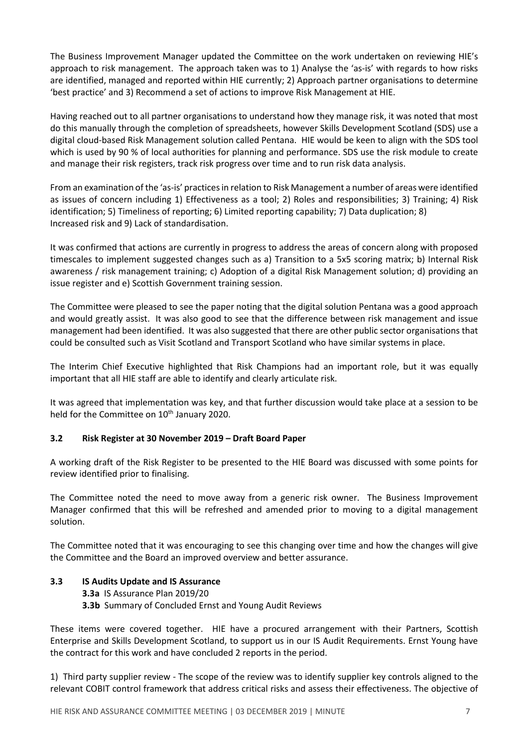The Business Improvement Manager updated the Committee on the work undertaken on reviewing HIE's approach to risk management. The approach taken was to 1) Analyse the 'as-is' with regards to how risks are identified, managed and reported within HIE currently; 2) Approach partner organisations to determine 'best practice' and 3) Recommend a set of actions to improve Risk Management at HIE.

Having reached out to all partner organisations to understand how they manage risk, it was noted that most do this manually through the completion of spreadsheets, however Skills Development Scotland (SDS) use a digital cloud-based Risk Management solution called Pentana. HIE would be keen to align with the SDS tool which is used by 90 % of local authorities for planning and performance. SDS use the risk module to create and manage their risk registers, track risk progress over time and to run risk data analysis.

From an examination of the 'as-is' practices in relation to Risk Management a number of areas were identified as issues of concern including 1) Effectiveness as a tool; 2) Roles and responsibilities; 3) Training; 4) Risk identification; 5) Timeliness of reporting; 6) Limited reporting capability; 7) Data duplication; 8) Increased risk and 9) Lack of standardisation.

It was confirmed that actions are currently in progress to address the areas of concern along with proposed timescales to implement suggested changes such as a) Transition to a 5x5 scoring matrix; b) Internal Risk awareness / risk management training; c) Adoption of a digital Risk Management solution; d) providing an issue register and e) Scottish Government training session.

The Committee were pleased to see the paper noting that the digital solution Pentana was a good approach and would greatly assist. It was also good to see that the difference between risk management and issue management had been identified. It was also suggested that there are other public sector organisations that could be consulted such as Visit Scotland and Transport Scotland who have similar systems in place.

The Interim Chief Executive highlighted that Risk Champions had an important role, but it was equally important that all HIE staff are able to identify and clearly articulate risk.

It was agreed that implementation was key, and that further discussion would take place at a session to be held for the Committee on 10th January 2020.

### 3.2 Risk Register at 30 November 2019 – Draft Board Paper

A working draft of the Risk Register to be presented to the HIE Board was discussed with some points for review identified prior to finalising.

The Committee noted the need to move away from a generic risk owner. The Business Improvement Manager confirmed that this will be refreshed and amended prior to moving to a digital management solution.

The Committee noted that it was encouraging to see this changing over time and how the changes will give the Committee and the Board an improved overview and better assurance.

### 3.3 IS Audits Update and IS Assurance

**3.3a** IS Assurance Plan 2019/20
**3.3b** Summary of Concluded Ernst and Young Audit Reviews

These items were covered together. HIE have a procured arrangement with their Partners, Scottish Enterprise and Skills Development Scotland, to support us in our IS Audit Requirements. Ernst Young have the contract for this work and have concluded 2 reports in the period.

1) Third party supplier review - The scope of the review was to identify supplier key controls aligned to the relevant COBIT control framework that address critical risks and assess their effectiveness. The objective of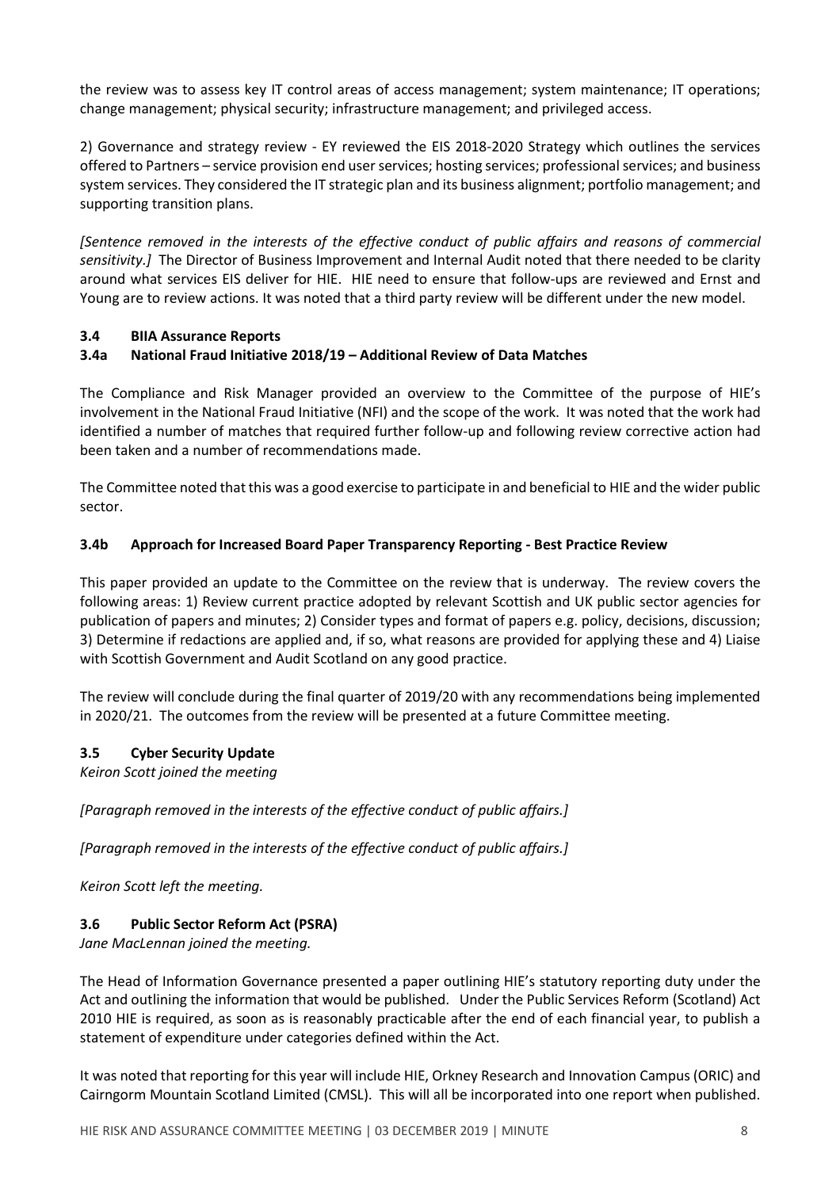the review was to assess key IT control areas of access management; system maintenance; IT operations; change management; physical security; infrastructure management; and privileged access.

2) Governance and strategy review - EY reviewed the EIS 2018-2020 Strategy which outlines the services offered to Partners – service provision end user services; hosting services; professional services; and business system services. They considered the IT strategic plan and its business alignment; portfolio management; and supporting transition plans.

*[Sentence removed in the interests of the effective conduct of public affairs and reasons of commercial sensitivity.]* The Director of Business Improvement and Internal Audit noted that there needed to be clarity around what services EIS deliver for HIE. HIE need to ensure that follow-ups are reviewed and Ernst and Young are to review actions. It was noted that a third party review will be different under the new model.

### 3.4 BIIA Assurance Reports

### 3.4a National Fraud Initiative 2018/19 – Additional Review of Data Matches

The Compliance and Risk Manager provided an overview to the Committee of the purpose of HIE's involvement in the National Fraud Initiative (NFI) and the scope of the work. It was noted that the work had identified a number of matches that required further follow-up and following review corrective action had been taken and a number of recommendations made.

The Committee noted that this was a good exercise to participate in and beneficial to HIE and the wider public sector.

### 3.4b Approach for Increased Board Paper Transparency Reporting - Best Practice Review

This paper provided an update to the Committee on the review that is underway. The review covers the following areas: 1) Review current practice adopted by relevant Scottish and UK public sector agencies for publication of papers and minutes; 2) Consider types and format of papers e.g. policy, decisions, discussion; 3) Determine if redactions are applied and, if so, what reasons are provided for applying these and 4) Liaise with Scottish Government and Audit Scotland on any good practice.

The review will conclude during the final quarter of 2019/20 with any recommendations being implemented in 2020/21. The outcomes from the review will be presented at a future Committee meeting.

### 3.5 Cyber Security Update

*Keiron Scott joined the meeting*

*[Paragraph removed in the interests of the effective conduct of public affairs.]*

*[Paragraph removed in the interests of the effective conduct of public affairs.]*

*Keiron Scott left the meeting.*

### 3.6 Public Sector Reform Act (PSRA)

*Jane MacLennan joined the meeting.*

The Head of Information Governance presented a paper outlining HIE's statutory reporting duty under the Act and outlining the information that would be published. Under the Public Services Reform (Scotland) Act 2010 HIE is required, as soon as is reasonably practicable after the end of each financial year, to publish a statement of expenditure under categories defined within the Act.

It was noted that reporting for this year will include HIE, Orkney Research and Innovation Campus (ORIC) and Cairngorm Mountain Scotland Limited (CMSL). This will all be incorporated into one report when published.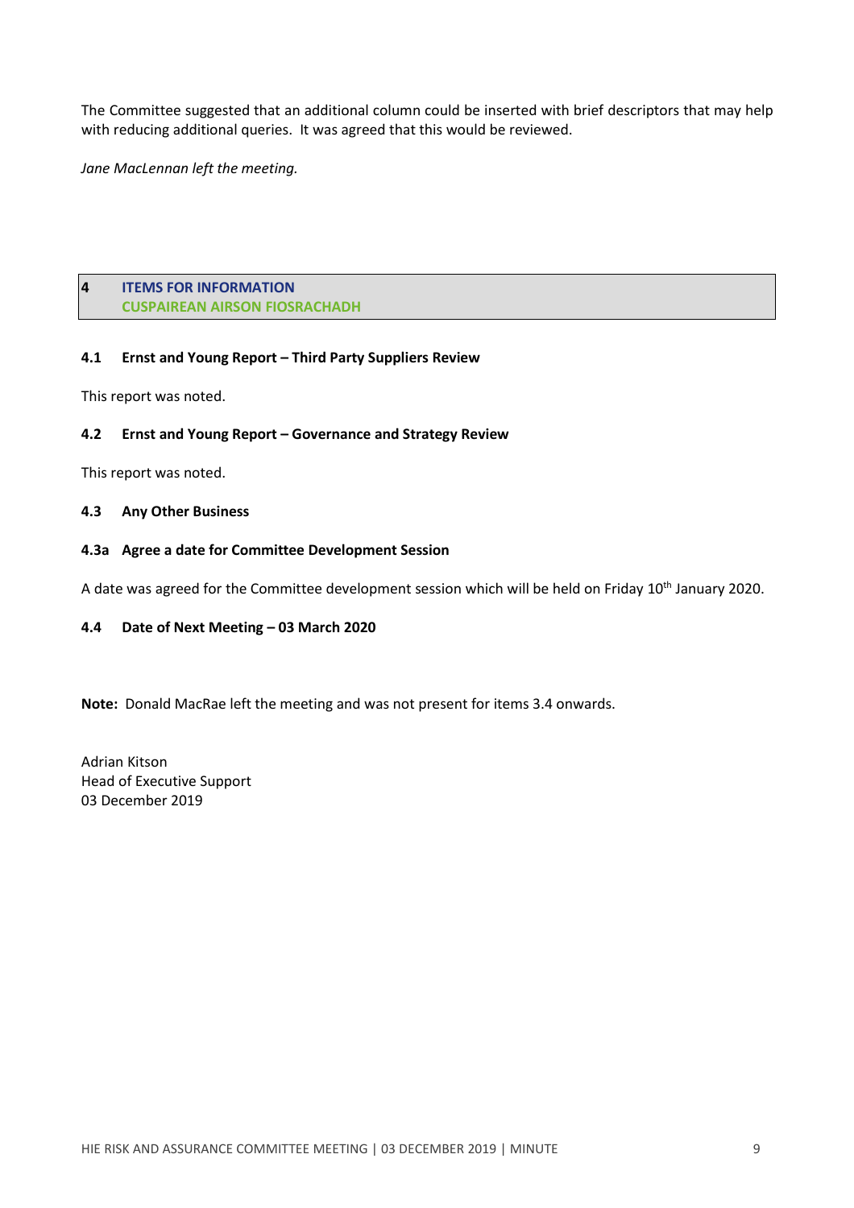The Committee suggested that an additional column could be inserted with brief descriptors that may help with reducing additional queries. It was agreed that this would be reviewed.

*Jane MacLennan left the meeting.*

## 4 ITEMS FOR INFORMATION
## CUSPAIREAN AIRSON FIOSRACHADH

### 4.1 Ernst and Young Report – Third Party Suppliers Review

This report was noted.

### 4.2 Ernst and Young Report – Governance and Strategy Review

This report was noted.

### 4.3 Any Other Business

### 4.3a Agree a date for Committee Development Session

A date was agreed for the Committee development session which will be held on Friday 10th January 2020.

### 4.4 Date of Next Meeting – 03 March 2020

**Note:** Donald MacRae left the meeting and was not present for items 3.4 onwards.

Adrian Kitson
Head of Executive Support
03 December 2019